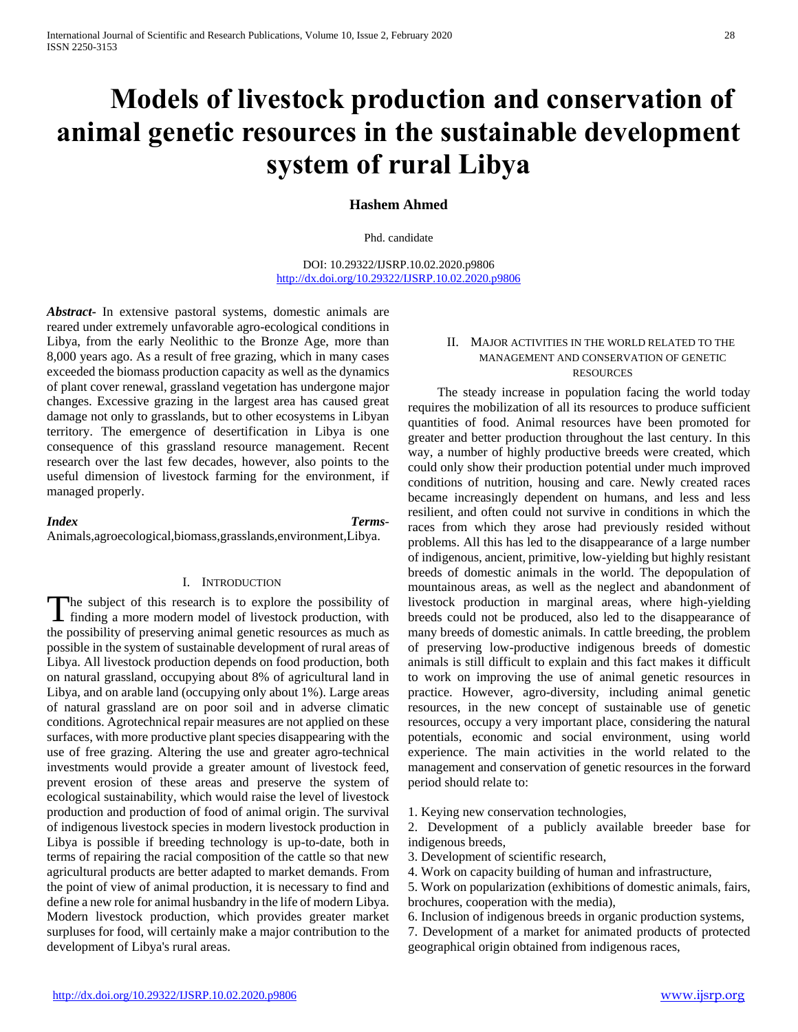# Models of livestock production and conservation of animal genetic resources in the sustainable development system of rural Libya

**Hashem Ahmed**

Phd. candidate

DOI: 10.29322/IJSRP.10.02.2020.p9806
http://dx.doi.org/10.29322/IJSRP.10.02.2020.p9806

***Abstract*-** In extensive pastoral systems, domestic animals are reared under extremely unfavorable agro-ecological conditions in Libya, from the early Neolithic to the Bronze Age, more than 8,000 years ago. As a result of free grazing, which in many cases exceeded the biomass production capacity as well as the dynamics of plant cover renewal, grassland vegetation has undergone major changes. Excessive grazing in the largest area has caused great damage not only to grasslands, but to other ecosystems in Libyan territory. The emergence of desertification in Libya is one consequence of this grassland resource management. Recent research over the last few decades, however, also points to the useful dimension of livestock farming for the environment, if managed properly.

***Index Terms*-** Animals,agroecological,biomass,grasslands,environment,Libya.

## I. Introduction

The subject of this research is to explore the possibility of finding a more modern model of livestock production, with the possibility of preserving animal genetic resources as much as possible in the system of sustainable development of rural areas of Libya. All livestock production depends on food production, both on natural grassland, occupying about 8% of agricultural land in Libya, and on arable land (occupying only about 1%). Large areas of natural grassland are on poor soil and in adverse climatic conditions. Agrotechnical repair measures are not applied on these surfaces, with more productive plant species disappearing with the use of free grazing. Altering the use and greater agro-technical investments would provide a greater amount of livestock feed, prevent erosion of these areas and preserve the system of ecological sustainability, which would raise the level of livestock production and production of food of animal origin. The survival of indigenous livestock species in modern livestock production in Libya is possible if breeding technology is up-to-date, both in terms of repairing the racial composition of the cattle so that new agricultural products are better adapted to market demands. From the point of view of animal production, it is necessary to find and define a new role for animal husbandry in the life of modern Libya. Modern livestock production, which provides greater market surpluses for food, will certainly make a major contribution to the development of Libya's rural areas.

## II. Major activities in the world related to the management and conservation of genetic resources

The steady increase in population facing the world today requires the mobilization of all its resources to produce sufficient quantities of food. Animal resources have been promoted for greater and better production throughout the last century. In this way, a number of highly productive breeds were created, which could only show their production potential under much improved conditions of nutrition, housing and care. Newly created races became increasingly dependent on humans, and less and less resilient, and often could not survive in conditions in which the races from which they arose had previously resided without problems. All this has led to the disappearance of a large number of indigenous, ancient, primitive, low-yielding but highly resistant breeds of domestic animals in the world. The depopulation of mountainous areas, as well as the neglect and abandonment of livestock production in marginal areas, where high-yielding breeds could not be produced, also led to the disappearance of many breeds of domestic animals. In cattle breeding, the problem of preserving low-productive indigenous breeds of domestic animals is still difficult to explain and this fact makes it difficult to work on improving the use of animal genetic resources in practice. However, agro-diversity, including animal genetic resources, in the new concept of sustainable use of genetic resources, occupy a very important place, considering the natural potentials, economic and social environment, using world experience. The main activities in the world related to the management and conservation of genetic resources in the forward period should relate to:

1. Keying new conservation technologies,
2. Development of a publicly available breeder base for indigenous breeds,
3. Development of scientific research,
4. Work on capacity building of human and infrastructure,
5. Work on popularization (exhibitions of domestic animals, fairs, brochures, cooperation with the media),
6. Inclusion of indigenous breeds in organic production systems,
7. Development of a market for animated products of protected geographical origin obtained from indigenous races,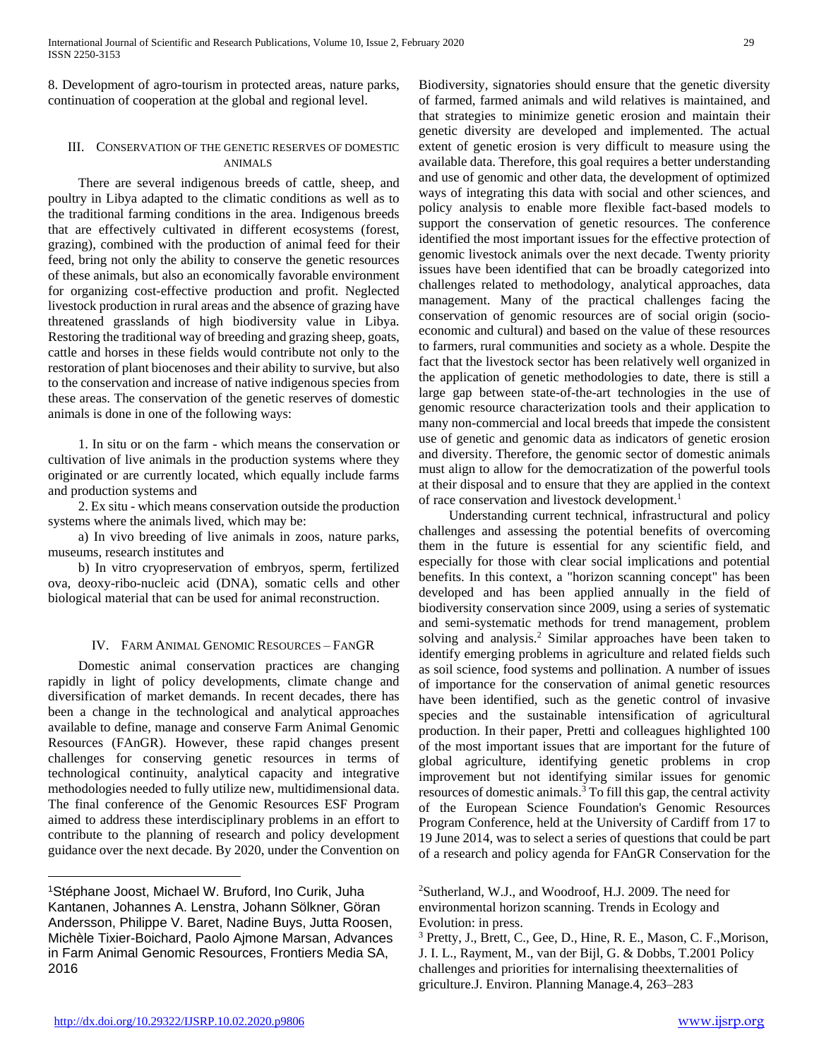8. Development of agro-tourism in protected areas, nature parks, continuation of cooperation at the global and regional level.

## III. Conservation of the Genetic Reserves of Domestic Animals

There are several indigenous breeds of cattle, sheep, and poultry in Libya adapted to the climatic conditions as well as to the traditional farming conditions in the area. Indigenous breeds that are effectively cultivated in different ecosystems (forest, grazing), combined with the production of animal feed for their feed, bring not only the ability to conserve the genetic resources of these animals, but also an economically favorable environment for organizing cost-effective production and profit. Neglected livestock production in rural areas and the absence of grazing have threatened grasslands of high biodiversity value in Libya. Restoring the traditional way of breeding and grazing sheep, goats, cattle and horses in these fields would contribute not only to the restoration of plant biocenoses and their ability to survive, but also to the conservation and increase of native indigenous species from these areas. The conservation of the genetic reserves of domestic animals is done in one of the following ways:

1. In situ or on the farm - which means the conservation or cultivation of live animals in the production systems where they originated or are currently located, which equally include farms and production systems and

2. Ex situ - which means conservation outside the production systems where the animals lived, which may be:

a) In vivo breeding of live animals in zoos, nature parks, museums, research institutes and

b) In vitro cryopreservation of embryos, sperm, fertilized ova, deoxy-ribo-nucleic acid (DNA), somatic cells and other biological material that can be used for animal reconstruction.

## IV. Farm Animal Genomic Resources – FanGR

Domestic animal conservation practices are changing rapidly in light of policy developments, climate change and diversification of market demands. In recent decades, there has been a change in the technological and analytical approaches available to define, manage and conserve Farm Animal Genomic Resources (FAnGR). However, these rapid changes present challenges for conserving genetic resources in terms of technological continuity, analytical capacity and integrative methodologies needed to fully utilize new, multidimensional data. The final conference of the Genomic Resources ESF Program aimed to address these interdisciplinary problems in an effort to contribute to the planning of research and policy development guidance over the next decade. By 2020, under the Convention on Biodiversity, signatories should ensure that the genetic diversity of farmed, farmed animals and wild relatives is maintained, and that strategies to minimize genetic erosion and maintain their genetic diversity are developed and implemented. The actual extent of genetic erosion is very difficult to measure using the available data. Therefore, this goal requires a better understanding and use of genomic and other data, the development of optimized ways of integrating this data with social and other sciences, and policy analysis to enable more flexible fact-based models to support the conservation of genetic resources. The conference identified the most important issues for the effective protection of genomic livestock animals over the next decade. Twenty priority issues have been identified that can be broadly categorized into challenges related to methodology, analytical approaches, data management. Many of the practical challenges facing the conservation of genomic resources are of social origin (socio-economic and cultural) and based on the value of these resources to farmers, rural communities and society as a whole. Despite the fact that the livestock sector has been relatively well organized in the application of genetic methodologies to date, there is still a large gap between state-of-the-art technologies in the use of genomic resource characterization tools and their application to many non-commercial and local breeds that impede the consistent use of genetic and genomic data as indicators of genetic erosion and diversity. Therefore, the genomic sector of domestic animals must align to allow for the democratization of the powerful tools at their disposal and to ensure that they are applied in the context of race conservation and livestock development.[1]

Understanding current technical, infrastructural and policy challenges and assessing the potential benefits of overcoming them in the future is essential for any scientific field, and especially for those with clear social implications and potential benefits. In this context, a "horizon scanning concept" has been developed and has been applied annually in the field of biodiversity conservation since 2009, using a series of systematic and semi-systematic methods for trend management, problem solving and analysis.[2] Similar approaches have been taken to identify emerging problems in agriculture and related fields such as soil science, food systems and pollination. A number of issues of importance for the conservation of animal genetic resources have been identified, such as the genetic control of invasive species and the sustainable intensification of agricultural production. In their paper, Pretti and colleagues highlighted 100 of the most important issues that are important for the future of global agriculture, identifying genetic problems in crop improvement but not identifying similar issues for genomic resources of domestic animals.[3] To fill this gap, the central activity of the European Science Foundation's Genomic Resources Program Conference, held at the University of Cardiff from 17 to 19 June 2014, was to select a series of questions that could be part of a research and policy agenda for FAnGR Conservation for the

---

[1]Stéphane Joost, Michael W. Bruford, Ino Curik, Juha Kantanen, Johannes A. Lenstra, Johann Sölkner, Göran Andersson, Philippe V. Baret, Nadine Buys, Jutta Roosen, Michèle Tixier-Boichard, Paolo Ajmone Marsan, Advances in Farm Animal Genomic Resources, Frontiers Media SA, 2016

[2]Sutherland, W.J., and Woodroof, H.J. 2009. The need for environmental horizon scanning. Trends in Ecology and Evolution: in press.

[3] Pretty, J., Brett, C., Gee, D., Hine, R. E., Mason, C. F.,Morison, J. I. L., Rayment, M., van der Bijl, G. & Dobbs, T.2001 Policy challenges and priorities for internalising theexternalities of griculture.J. Environ. Planning Manage.4, 263–283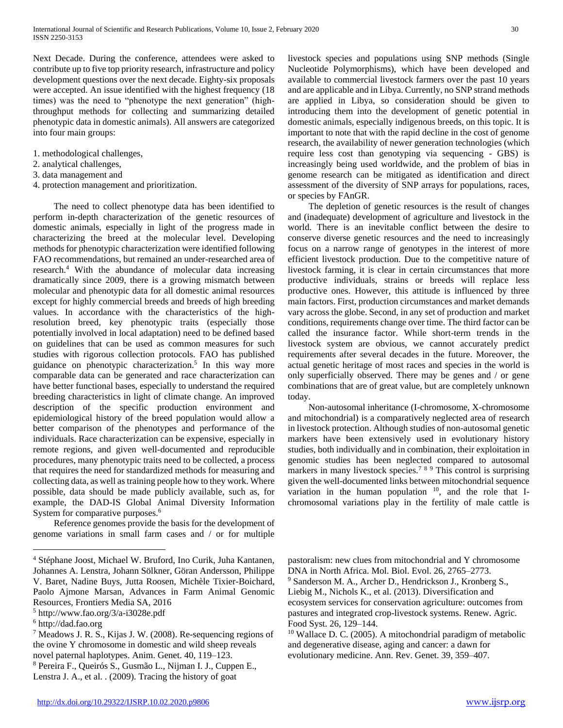Next Decade. During the conference, attendees were asked to contribute up to five top priority research, infrastructure and policy development questions over the next decade. Eighty-six proposals were accepted. An issue identified with the highest frequency (18 times) was the need to "phenotype the next generation" (high-throughput methods for collecting and summarizing detailed phenotypic data in domestic animals). All answers are categorized into four main groups:

1. methodological challenges,
2. analytical challenges,
3. data management and
4. protection management and prioritization.

The need to collect phenotype data has been identified to perform in-depth characterization of the genetic resources of domestic animals, especially in light of the progress made in characterizing the breed at the molecular level. Developing methods for phenotypic characterization were identified following FAO recommendations, but remained an under-researched area of research.[4] With the abundance of molecular data increasing dramatically since 2009, there is a growing mismatch between molecular and phenotypic data for all domestic animal resources except for highly commercial breeds and breeds of high breeding values. In accordance with the characteristics of the high-resolution breed, key phenotypic traits (especially those potentially involved in local adaptation) need to be defined based on guidelines that can be used as common measures for such studies with rigorous collection protocols. FAO has published guidance on phenotypic characterization.[5] In this way more comparable data can be generated and race characterization can have better functional bases, especially to understand the required breeding characteristics in light of climate change. An improved description of the specific production environment and epidemiological history of the breed population would allow a better comparison of the phenotypes and performance of the individuals. Race characterization can be expensive, especially in remote regions, and given well-documented and reproducible procedures, many phenotypic traits need to be collected, a process that requires the need for standardized methods for measuring and collecting data, as well as training people how to they work. Where possible, data should be made publicly available, such as, for example, the DAD-IS Global Animal Diversity Information System for comparative purposes.[6]

Reference genomes provide the basis for the development of genome variations in small farm cases and / or for multiple livestock species and populations using SNP methods (Single Nucleotide Polymorphisms), which have been developed and available to commercial livestock farmers over the past 10 years and are applicable and in Libya. Currently, no SNP strand methods are applied in Libya, so consideration should be given to introducing them into the development of genetic potential in domestic animals, especially indigenous breeds, on this topic. It is important to note that with the rapid decline in the cost of genome research, the availability of newer generation technologies (which require less cost than genotyping via sequencing - GBS) is increasingly being used worldwide, and the problem of bias in genome research can be mitigated as identification and direct assessment of the diversity of SNP arrays for populations, races, or species by FAnGR.

The depletion of genetic resources is the result of changes and (inadequate) development of agriculture and livestock in the world. There is an inevitable conflict between the desire to conserve diverse genetic resources and the need to increasingly focus on a narrow range of genotypes in the interest of more efficient livestock production. Due to the competitive nature of livestock farming, it is clear in certain circumstances that more productive individuals, strains or breeds will replace less productive ones. However, this attitude is influenced by three main factors. First, production circumstances and market demands vary across the globe. Second, in any set of production and market conditions, requirements change over time. The third factor can be called the insurance factor. While short-term trends in the livestock system are obvious, we cannot accurately predict requirements after several decades in the future. Moreover, the actual genetic heritage of most races and species in the world is only superficially observed. There may be genes and / or gene combinations that are of great value, but are completely unknown today.

Non-autosomal inheritance (I-chromosome, X-chromosome and mitochondrial) is a comparatively neglected area of research in livestock protection. Although studies of non-autosomal genetic markers have been extensively used in evolutionary history studies, both individually and in combination, their exploitation in genomic studies has been neglected compared to autosomal markers in many livestock species.[7] [8] [9] This control is surprising given the well-documented links between mitochondrial sequence variation in the human population [10], and the role that I-chromosomal variations play in the fertility of male cattle is

---

[4] Stéphane Joost, Michael W. Bruford, Ino Curik, Juha Kantanen, Johannes A. Lenstra, Johann Sölkner, Göran Andersson, Philippe V. Baret, Nadine Buys, Jutta Roosen, Michèle Tixier-Boichard, Paolo Ajmone Marsan, Advances in Farm Animal Genomic Resources, Frontiers Media SA, 2016

[5] http://www.fao.org/3/a-i3028e.pdf

[6] http://dad.fao.org

[7] Meadows J. R. S., Kijas J. W. (2008). Re-sequencing regions of the ovine Y chromosome in domestic and wild sheep reveals novel paternal haplotypes. Anim. Genet. 40, 119–123.

[8] Pereira F., Queirós S., Gusmão L., Nijman I. J., Cuppen E., Lenstra J. A., et al. . (2009). Tracing the history of goat pastoralism: new clues from mitochondrial and Y chromosome DNA in North Africa. Mol. Biol. Evol. 26, 2765–2773.

[9] Sanderson M. A., Archer D., Hendrickson J., Kronberg S., Liebig M., Nichols K., et al. (2013). Diversification and ecosystem services for conservation agriculture: outcomes from pastures and integrated crop-livestock systems. Renew. Agric. Food Syst. 26, 129–144.

[10] Wallace D. C. (2005). A mitochondrial paradigm of metabolic and degenerative disease, aging and cancer: a dawn for evolutionary medicine. Ann. Rev. Genet. 39, 359–407.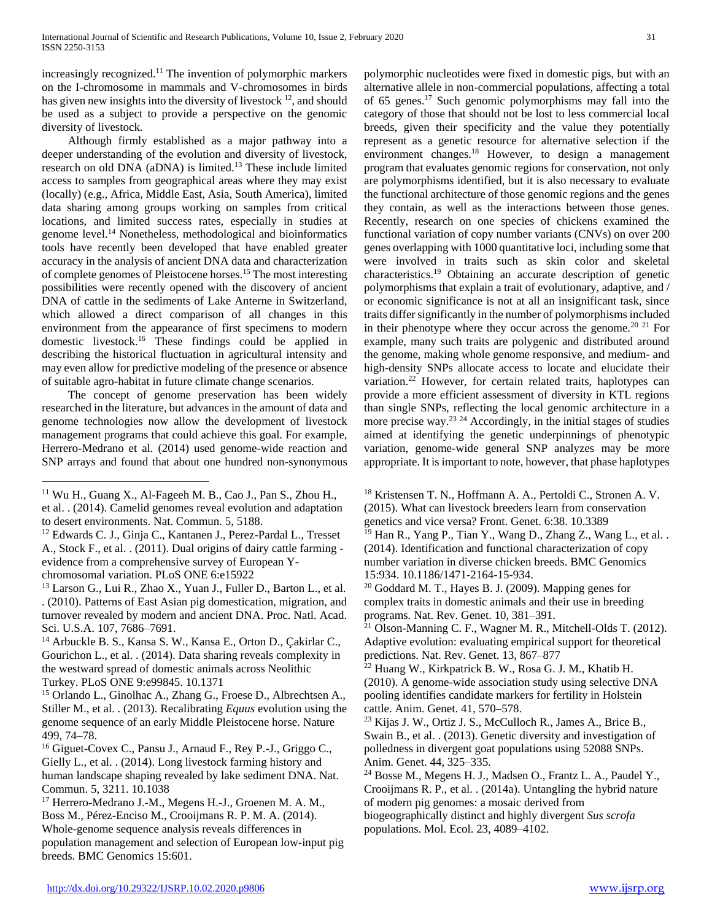increasingly recognized.[11] The invention of polymorphic markers on the I-chromosome in mammals and V-chromosomes in birds has given new insights into the diversity of livestock [12], and should be used as a subject to provide a perspective on the genomic diversity of livestock.

Although firmly established as a major pathway into a deeper understanding of the evolution and diversity of livestock, research on old DNA (aDNA) is limited.[13] These include limited access to samples from geographical areas where they may exist (locally) (e.g., Africa, Middle East, Asia, South America), limited data sharing among groups working on samples from critical locations, and limited success rates, especially in studies at genome level.[14] Nonetheless, methodological and bioinformatics tools have recently been developed that have enabled greater accuracy in the analysis of ancient DNA data and characterization of complete genomes of Pleistocene horses.[15] The most interesting possibilities were recently opened with the discovery of ancient DNA of cattle in the sediments of Lake Anterne in Switzerland, which allowed a direct comparison of all changes in this environment from the appearance of first specimens to modern domestic livestock.[16] These findings could be applied in describing the historical fluctuation in agricultural intensity and may even allow for predictive modeling of the presence or absence of suitable agro-habitat in future climate change scenarios.

The concept of genome preservation has been widely researched in the literature, but advances in the amount of data and genome technologies now allow the development of livestock management programs that could achieve this goal. For example, Herrero-Medrano et al. (2014) used genome-wide reaction and SNP arrays and found that about one hundred non-synonymous polymorphic nucleotides were fixed in domestic pigs, but with an alternative allele in non-commercial populations, affecting a total of 65 genes.[17] Such genomic polymorphisms may fall into the category of those that should not be lost to less commercial local breeds, given their specificity and the value they potentially represent as a genetic resource for alternative selection if the environment changes.[18] However, to design a management program that evaluates genomic regions for conservation, not only are polymorphisms identified, but it is also necessary to evaluate the functional architecture of those genomic regions and the genes they contain, as well as the interactions between those genes. Recently, research on one species of chickens examined the functional variation of copy number variants (CNVs) on over 200 genes overlapping with 1000 quantitative loci, including some that were involved in traits such as skin color and skeletal characteristics.[19] Obtaining an accurate description of genetic polymorphisms that explain a trait of evolutionary, adaptive, and / or economic significance is not at all an insignificant task, since traits differ significantly in the number of polymorphisms included in their phenotype where they occur across the genome.[20] [21] For example, many such traits are polygenic and distributed around the genome, making whole genome responsive, and medium- and high-density SNPs allocate access to locate and elucidate their variation.[22] However, for certain related traits, haplotypes can provide a more efficient assessment of diversity in KTL regions than single SNPs, reflecting the local genomic architecture in a more precise way.[23] [24] Accordingly, in the initial stages of studies aimed at identifying the genetic underpinnings of phenotypic variation, genome-wide general SNP analyzes may be more appropriate. It is important to note, however, that phase haplotypes

---

[11] Wu H., Guang X., Al-Fageeh M. B., Cao J., Pan S., Zhou H., et al. . (2014). Camelid genomes reveal evolution and adaptation to desert environments. Nat. Commun. 5, 5188.

[12] Edwards C. J., Ginja C., Kantanen J., Perez-Pardal L., Tresset A., Stock F., et al. . (2011). Dual origins of dairy cattle farming - evidence from a comprehensive survey of European Y-chromosomal variation. PLoS ONE 6:e15922

[13] Larson G., Lui R., Zhao X., Yuan J., Fuller D., Barton L., et al. . (2010). Patterns of East Asian pig domestication, migration, and turnover revealed by modern and ancient DNA. Proc. Natl. Acad. Sci. U.S.A. 107, 7686–7691.

[14] Arbuckle B. S., Kansa S. W., Kansa E., Orton D., Çakirlar C., Gourichon L., et al. . (2014). Data sharing reveals complexity in the westward spread of domestic animals across Neolithic Turkey. PLoS ONE 9:e99845. 10.1371

[15] Orlando L., Ginolhac A., Zhang G., Froese D., Albrechtsen A., Stiller M., et al. . (2013). Recalibrating *Equus* evolution using the genome sequence of an early Middle Pleistocene horse. Nature 499, 74–78.

[16] Giguet-Covex C., Pansu J., Arnaud F., Rey P.-J., Griggo C., Gielly L., et al. . (2014). Long livestock farming history and human landscape shaping revealed by lake sediment DNA. Nat. Commun. 5, 3211. 10.1038

[17] Herrero-Medrano J.-M., Megens H.-J., Groenen M. A. M., Boss M., Pérez-Enciso M., Crooijmans R. P. M. A. (2014). Whole-genome sequence analysis reveals differences in population management and selection of European low-input pig breeds. BMC Genomics 15:601.

[18] Kristensen T. N., Hoffmann A. A., Pertoldi C., Stronen A. V. (2015). What can livestock breeders learn from conservation genetics and vice versa? Front. Genet. 6:38. 10.3389

[19] Han R., Yang P., Tian Y., Wang D., Zhang Z., Wang L., et al. . (2014). Identification and functional characterization of copy number variation in diverse chicken breeds. BMC Genomics 15:934. 10.1186/1471-2164-15-934.

[20] Goddard M. T., Hayes B. J. (2009). Mapping genes for complex traits in domestic animals and their use in breeding programs. Nat. Rev. Genet. 10, 381–391.

[21] Olson-Manning C. F., Wagner M. R., Mitchell-Olds T. (2012). Adaptive evolution: evaluating empirical support for theoretical predictions. Nat. Rev. Genet. 13, 867–877

[22] Huang W., Kirkpatrick B. W., Rosa G. J. M., Khatib H. (2010). A genome-wide association study using selective DNA pooling identifies candidate markers for fertility in Holstein cattle. Anim. Genet. 41, 570–578.

[23] Kijas J. W., Ortiz J. S., McCulloch R., James A., Brice B., Swain B., et al. . (2013). Genetic diversity and investigation of polledness in divergent goat populations using 52088 SNPs. Anim. Genet. 44, 325–335.

[24] Bosse M., Megens H. J., Madsen O., Frantz L. A., Paudel Y., Crooijmans R. P., et al. . (2014a). Untangling the hybrid nature of modern pig genomes: a mosaic derived from biogeographically distinct and highly divergent *Sus scrofa* populations. Mol. Ecol. 23, 4089–4102.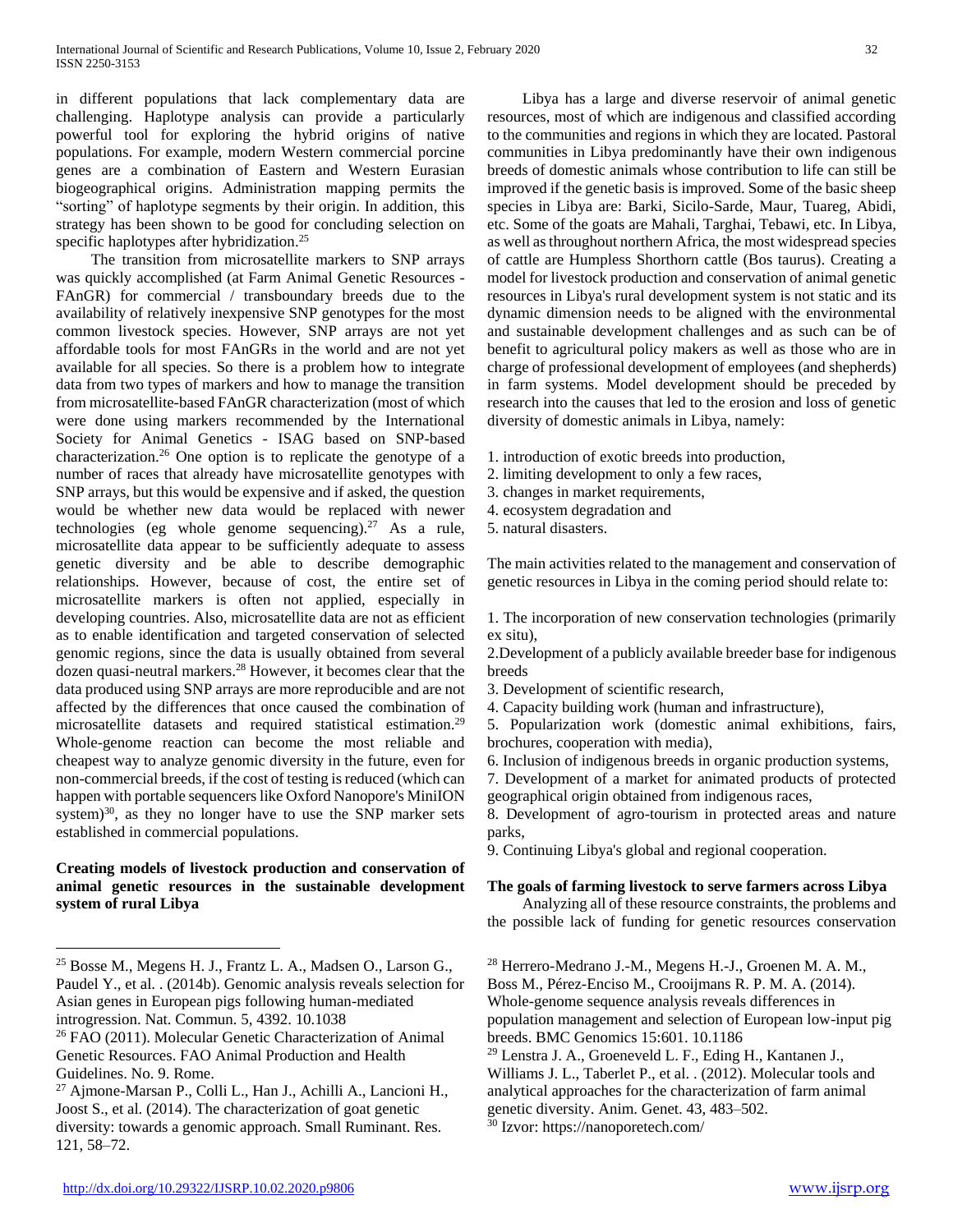in different populations that lack complementary data are challenging. Haplotype analysis can provide a particularly powerful tool for exploring the hybrid origins of native populations. For example, modern Western commercial porcine genes are a combination of Eastern and Western Eurasian biogeographical origins. Administration mapping permits the "sorting" of haplotype segments by their origin. In addition, this strategy has been shown to be good for concluding selection on specific haplotypes after hybridization.[25]

The transition from microsatellite markers to SNP arrays was quickly accomplished (at Farm Animal Genetic Resources - FAnGR) for commercial / transboundary breeds due to the availability of relatively inexpensive SNP genotypes for the most common livestock species. However, SNP arrays are not yet affordable tools for most FAnGRs in the world and are not yet available for all species. So there is a problem how to integrate data from two types of markers and how to manage the transition from microsatellite-based FAnGR characterization (most of which were done using markers recommended by the International Society for Animal Genetics - ISAG based on SNP-based characterization.[26] One option is to replicate the genotype of a number of races that already have microsatellite genotypes with SNP arrays, but this would be expensive and if asked, the question would be whether new data would be replaced with newer technologies (eg whole genome sequencing).[27] As a rule, microsatellite data appear to be sufficiently adequate to assess genetic diversity and be able to describe demographic relationships. However, because of cost, the entire set of microsatellite markers is often not applied, especially in developing countries. Also, microsatellite data are not as efficient as to enable identification and targeted conservation of selected genomic regions, since the data is usually obtained from several dozen quasi-neutral markers.[28] However, it becomes clear that the data produced using SNP arrays are more reproducible and are not affected by the differences that once caused the combination of microsatellite datasets and required statistical estimation.[29] Whole-genome reaction can become the most reliable and cheapest way to analyze genomic diversity in the future, even for non-commercial breeds, if the cost of testing is reduced (which can happen with portable sequencers like Oxford Nanopore's MiniION system)[30], as they no longer have to use the SNP marker sets established in commercial populations.

**Creating models of livestock production and conservation of animal genetic resources in the sustainable development system of rural Libya**

Libya has a large and diverse reservoir of animal genetic resources, most of which are indigenous and classified according to the communities and regions in which they are located. Pastoral communities in Libya predominantly have their own indigenous breeds of domestic animals whose contribution to life can still be improved if the genetic basis is improved. Some of the basic sheep species in Libya are: Barki, Sicilo-Sarde, Maur, Tuareg, Abidi, etc. Some of the goats are Mahali, Targhai, Tebawi, etc. In Libya, as well as throughout northern Africa, the most widespread species of cattle are Humpless Shorthorn cattle (Bos taurus). Creating a model for livestock production and conservation of animal genetic resources in Libya's rural development system is not static and its dynamic dimension needs to be aligned with the environmental and sustainable development challenges and as such can be of benefit to agricultural policy makers as well as those who are in charge of professional development of employees (and shepherds) in farm systems. Model development should be preceded by research into the causes that led to the erosion and loss of genetic diversity of domestic animals in Libya, namely:

1. introduction of exotic breeds into production,
2. limiting development to only a few races,
3. changes in market requirements,
4. ecosystem degradation and
5. natural disasters.

The main activities related to the management and conservation of genetic resources in Libya in the coming period should relate to:

1. The incorporation of new conservation technologies (primarily ex situ),
2. Development of a publicly available breeder base for indigenous breeds
3. Development of scientific research,
4. Capacity building work (human and infrastructure),
5. Popularization work (domestic animal exhibitions, fairs, brochures, cooperation with media),
6. Inclusion of indigenous breeds in organic production systems,
7. Development of a market for animated products of protected geographical origin obtained from indigenous races,
8. Development of agro-tourism in protected areas and nature parks,
9. Continuing Libya's global and regional cooperation.

**The goals of farming livestock to serve farmers across Libya**

Analyzing all of these resource constraints, the problems and the possible lack of funding for genetic resources conservation

---

[25] Bosse M., Megens H. J., Frantz L. A., Madsen O., Larson G., Paudel Y., et al. . (2014b). Genomic analysis reveals selection for Asian genes in European pigs following human-mediated introgression. Nat. Commun. 5, 4392. 10.1038

[26] FAO (2011). Molecular Genetic Characterization of Animal Genetic Resources. FAO Animal Production and Health Guidelines. No. 9. Rome.

[27] Ajmone-Marsan P., Colli L., Han J., Achilli A., Lancioni H., Joost S., et al. (2014). The characterization of goat genetic diversity: towards a genomic approach. Small Ruminant. Res. 121, 58–72.

[28] Herrero-Medrano J.-M., Megens H.-J., Groenen M. A. M., Boss M., Pérez-Enciso M., Crooijmans R. P. M. A. (2014). Whole-genome sequence analysis reveals differences in population management and selection of European low-input pig breeds. BMC Genomics 15:601. 10.1186

[29] Lenstra J. A., Groeneveld L. F., Eding H., Kantanen J., Williams J. L., Taberlet P., et al. . (2012). Molecular tools and analytical approaches for the characterization of farm animal genetic diversity. Anim. Genet. 43, 483–502.

[30] Izvor: https://nanoporetech.com/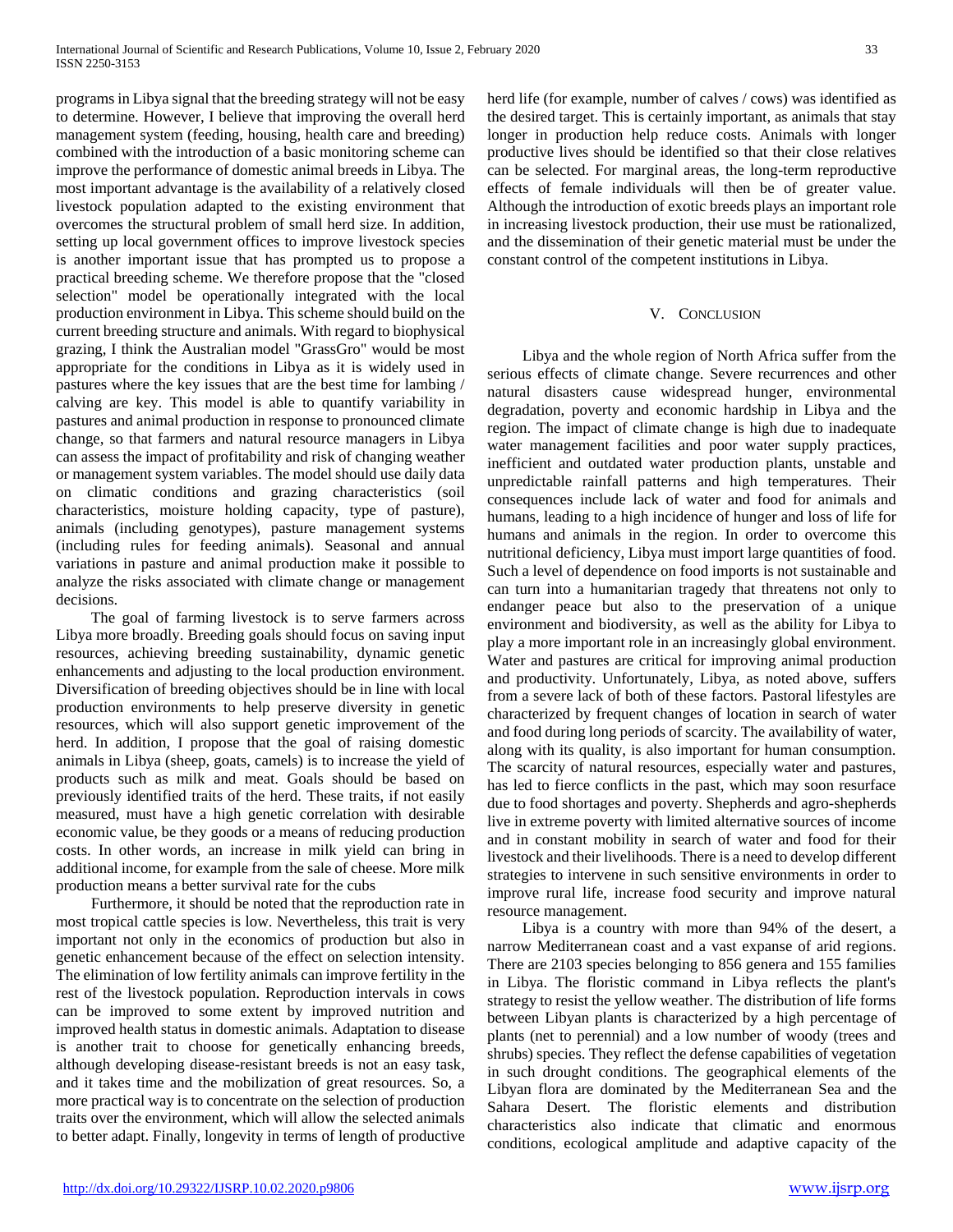programs in Libya signal that the breeding strategy will not be easy to determine. However, I believe that improving the overall herd management system (feeding, housing, health care and breeding) combined with the introduction of a basic monitoring scheme can improve the performance of domestic animal breeds in Libya. The most important advantage is the availability of a relatively closed livestock population adapted to the existing environment that overcomes the structural problem of small herd size. In addition, setting up local government offices to improve livestock species is another important issue that has prompted us to propose a practical breeding scheme. We therefore propose that the "closed selection" model be operationally integrated with the local production environment in Libya. This scheme should build on the current breeding structure and animals. With regard to biophysical grazing, I think the Australian model "GrassGro" would be most appropriate for the conditions in Libya as it is widely used in pastures where the key issues that are the best time for lambing / calving are key. This model is able to quantify variability in pastures and animal production in response to pronounced climate change, so that farmers and natural resource managers in Libya can assess the impact of profitability and risk of changing weather or management system variables. The model should use daily data on climatic conditions and grazing characteristics (soil characteristics, moisture holding capacity, type of pasture), animals (including genotypes), pasture management systems (including rules for feeding animals). Seasonal and annual variations in pasture and animal production make it possible to analyze the risks associated with climate change or management decisions.

The goal of farming livestock is to serve farmers across Libya more broadly. Breeding goals should focus on saving input resources, achieving breeding sustainability, dynamic genetic enhancements and adjusting to the local production environment. Diversification of breeding objectives should be in line with local production environments to help preserve diversity in genetic resources, which will also support genetic improvement of the herd. In addition, I propose that the goal of raising domestic animals in Libya (sheep, goats, camels) is to increase the yield of products such as milk and meat. Goals should be based on previously identified traits of the herd. These traits, if not easily measured, must have a high genetic correlation with desirable economic value, be they goods or a means of reducing production costs. In other words, an increase in milk yield can bring in additional income, for example from the sale of cheese. More milk production means a better survival rate for the cubs

Furthermore, it should be noted that the reproduction rate in most tropical cattle species is low. Nevertheless, this trait is very important not only in the economics of production but also in genetic enhancement because of the effect on selection intensity. The elimination of low fertility animals can improve fertility in the rest of the livestock population. Reproduction intervals in cows can be improved to some extent by improved nutrition and improved health status in domestic animals. Adaptation to disease is another trait to choose for genetically enhancing breeds, although developing disease-resistant breeds is not an easy task, and it takes time and the mobilization of great resources. So, a more practical way is to concentrate on the selection of production traits over the environment, which will allow the selected animals to better adapt. Finally, longevity in terms of length of productive herd life (for example, number of calves / cows) was identified as the desired target. This is certainly important, as animals that stay longer in production help reduce costs. Animals with longer productive lives should be identified so that their close relatives can be selected. For marginal areas, the long-term reproductive effects of female individuals will then be of greater value. Although the introduction of exotic breeds plays an important role in increasing livestock production, their use must be rationalized, and the dissemination of their genetic material must be under the constant control of the competent institutions in Libya.

## V. Conclusion

Libya and the whole region of North Africa suffer from the serious effects of climate change. Severe recurrences and other natural disasters cause widespread hunger, environmental degradation, poverty and economic hardship in Libya and the region. The impact of climate change is high due to inadequate water management facilities and poor water supply practices, inefficient and outdated water production plants, unstable and unpredictable rainfall patterns and high temperatures. Their consequences include lack of water and food for animals and humans, leading to a high incidence of hunger and loss of life for humans and animals in the region. In order to overcome this nutritional deficiency, Libya must import large quantities of food. Such a level of dependence on food imports is not sustainable and can turn into a humanitarian tragedy that threatens not only to endanger peace but also to the preservation of a unique environment and biodiversity, as well as the ability for Libya to play a more important role in an increasingly global environment. Water and pastures are critical for improving animal production and productivity. Unfortunately, Libya, as noted above, suffers from a severe lack of both of these factors. Pastoral lifestyles are characterized by frequent changes of location in search of water and food during long periods of scarcity. The availability of water, along with its quality, is also important for human consumption. The scarcity of natural resources, especially water and pastures, has led to fierce conflicts in the past, which may soon resurface due to food shortages and poverty. Shepherds and agro-shepherds live in extreme poverty with limited alternative sources of income and in constant mobility in search of water and food for their livestock and their livelihoods. There is a need to develop different strategies to intervene in such sensitive environments in order to improve rural life, increase food security and improve natural resource management.

Libya is a country with more than 94% of the desert, a narrow Mediterranean coast and a vast expanse of arid regions. There are 2103 species belonging to 856 genera and 155 families in Libya. The floristic command in Libya reflects the plant's strategy to resist the yellow weather. The distribution of life forms between Libyan plants is characterized by a high percentage of plants (net to perennial) and a low number of woody (trees and shrubs) species. They reflect the defense capabilities of vegetation in such drought conditions. The geographical elements of the Libyan flora are dominated by the Mediterranean Sea and the Sahara Desert. The floristic elements and distribution characteristics also indicate that climatic and enormous conditions, ecological amplitude and adaptive capacity of the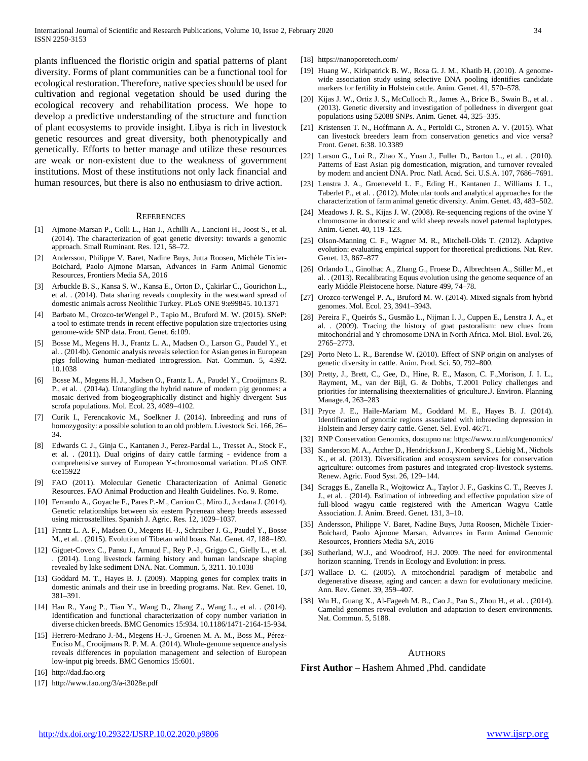plants influenced the floristic origin and spatial patterns of plant diversity. Forms of plant communities can be a functional tool for ecological restoration. Therefore, native species should be used for cultivation and regional vegetation should be used during the ecological recovery and rehabilitation process. We hope to develop a predictive understanding of the structure and function of plant ecosystems to provide insight. Libya is rich in livestock genetic resources and great diversity, both phenotypically and genetically. Efforts to better manage and utilize these resources are weak or non-existent due to the weakness of government institutions. Most of these institutions not only lack financial and human resources, but there is also no enthusiasm to drive action.

## References

[1] Ajmone-Marsan P., Colli L., Han J., Achilli A., Lancioni H., Joost S., et al. (2014). The characterization of goat genetic diversity: towards a genomic approach. Small Ruminant. Res. 121, 58–72.

[2] Andersson, Philippe V. Baret, Nadine Buys, Jutta Roosen, Michèle Tixier-Boichard, Paolo Ajmone Marsan, Advances in Farm Animal Genomic Resources, Frontiers Media SA, 2016

[3] Arbuckle B. S., Kansa S. W., Kansa E., Orton D., Çakirlar C., Gourichon L., et al. . (2014). Data sharing reveals complexity in the westward spread of domestic animals across Neolithic Turkey. PLoS ONE 9:e99845. 10.1371

[4] Barbato M., Orozco-terWengel P., Tapio M., Bruford M. W. (2015). SNeP: a tool to estimate trends in recent effective population size trajectories using genome-wide SNP data. Front. Genet. 6:109.

[5] Bosse M., Megens H. J., Frantz L. A., Madsen O., Larson G., Paudel Y., et al. . (2014b). Genomic analysis reveals selection for Asian genes in European pigs following human-mediated introgression. Nat. Commun. 5, 4392. 10.1038

[6] Bosse M., Megens H. J., Madsen O., Frantz L. A., Paudel Y., Crooijmans R. P., et al. . (2014a). Untangling the hybrid nature of modern pig genomes: a mosaic derived from biogeographically distinct and highly divergent Sus scrofa populations. Mol. Ecol. 23, 4089–4102.

[7] Curik I., Ferencakovic M., Soelkner J. (2014). Inbreeding and runs of homozygosity: a possible solution to an old problem. Livestock Sci. 166, 26–34.

[8] Edwards C. J., Ginja C., Kantanen J., Perez-Pardal L., Tresset A., Stock F., et al. . (2011). Dual origins of dairy cattle farming - evidence from a comprehensive survey of European Y-chromosomal variation. PLoS ONE 6:e15922

[9] FAO (2011). Molecular Genetic Characterization of Animal Genetic Resources. FAO Animal Production and Health Guidelines. No. 9. Rome.

[10] Ferrando A., Goyache F., Pares P.-M., Carrion C., Miro J., Jordana J. (2014). Genetic relationships between six eastern Pyrenean sheep breeds assessed using microsatellites. Spanish J. Agric. Res. 12, 1029–1037.

[11] Frantz L. A. F., Madsen O., Megens H.-J., Schraiber J. G., Paudel Y., Bosse M., et al. . (2015). Evolution of Tibetan wild boars. Nat. Genet. 47, 188–189.

[12] Giguet-Covex C., Pansu J., Arnaud F., Rey P.-J., Griggo C., Gielly L., et al. . (2014). Long livestock farming history and human landscape shaping revealed by lake sediment DNA. Nat. Commun. 5, 3211. 10.1038

[13] Goddard M. T., Hayes B. J. (2009). Mapping genes for complex traits in domestic animals and their use in breeding programs. Nat. Rev. Genet. 10, 381–391.

[14] Han R., Yang P., Tian Y., Wang D., Zhang Z., Wang L., et al. . (2014). Identification and functional characterization of copy number variation in diverse chicken breeds. BMC Genomics 15:934. 10.1186/1471-2164-15-934.

[15] Herrero-Medrano J.-M., Megens H.-J., Groenen M. A. M., Boss M., Pérez-Enciso M., Crooijmans R. P. M. A. (2014). Whole-genome sequence analysis reveals differences in population management and selection of European low-input pig breeds. BMC Genomics 15:601.

[16] http://dad.fao.org

[17] http://www.fao.org/3/a-i3028e.pdf

[18] https://nanoporetech.com/

[19] Huang W., Kirkpatrick B. W., Rosa G. J. M., Khatib H. (2010). A genome-wide association study using selective DNA pooling identifies candidate markers for fertility in Holstein cattle. Anim. Genet. 41, 570–578.

[20] Kijas J. W., Ortiz J. S., McCulloch R., James A., Brice B., Swain B., et al. . (2013). Genetic diversity and investigation of polledness in divergent goat populations using 52088 SNPs. Anim. Genet. 44, 325–335.

[21] Kristensen T. N., Hoffmann A. A., Pertoldi C., Stronen A. V. (2015). What can livestock breeders learn from conservation genetics and vice versa? Front. Genet. 6:38. 10.3389

[22] Larson G., Lui R., Zhao X., Yuan J., Fuller D., Barton L., et al. . (2010). Patterns of East Asian pig domestication, migration, and turnover revealed by modern and ancient DNA. Proc. Natl. Acad. Sci. U.S.A. 107, 7686–7691.

[23] Lenstra J. A., Groeneveld L. F., Eding H., Kantanen J., Williams J. L., Taberlet P., et al. . (2012). Molecular tools and analytical approaches for the characterization of farm animal genetic diversity. Anim. Genet. 43, 483–502.

[24] Meadows J. R. S., Kijas J. W. (2008). Re-sequencing regions of the ovine Y chromosome in domestic and wild sheep reveals novel paternal haplotypes. Anim. Genet. 40, 119–123.

[25] Olson-Manning C. F., Wagner M. R., Mitchell-Olds T. (2012). Adaptive evolution: evaluating empirical support for theoretical predictions. Nat. Rev. Genet. 13, 867–877

[26] Orlando L., Ginolhac A., Zhang G., Froese D., Albrechtsen A., Stiller M., et al. . (2013). Recalibrating Equus evolution using the genome sequence of an early Middle Pleistocene horse. Nature 499, 74–78.

[27] Orozco-terWengel P. A., Bruford M. W. (2014). Mixed signals from hybrid genomes. Mol. Ecol. 23, 3941–3943.

[28] Pereira F., Queirós S., Gusmão L., Nijman I. J., Cuppen E., Lenstra J. A., et al. . (2009). Tracing the history of goat pastoralism: new clues from mitochondrial and Y chromosome DNA in North Africa. Mol. Biol. Evol. 26, 2765–2773.

[29] Porto Neto L. R., Barendse W. (2010). Effect of SNP origin on analyses of genetic diversity in cattle. Anim. Prod. Sci. 50, 792–800.

[30] Pretty, J., Brett, C., Gee, D., Hine, R. E., Mason, C. F.,Morison, J. I. L., Rayment, M., van der Bijl, G. & Dobbs, T.2001 Policy challenges and priorities for internalising theexternalities of griculture.J. Environ. Planning Manage.4, 263–283

[31] Pryce J. E., Haile-Mariam M., Goddard M. E., Hayes B. J. (2014). Identification of genomic regions associated with inbreeding depression in Holstein and Jersey dairy cattle. Genet. Sel. Evol. 46:71.

[32] RNP Conservation Genomics, dostupno na: https://www.ru.nl/congenomics/

[33] Sanderson M. A., Archer D., Hendrickson J., Kronberg S., Liebig M., Nichols K., et al. (2013). Diversification and ecosystem services for conservation agriculture: outcomes from pastures and integrated crop-livestock systems. Renew. Agric. Food Syst. 26, 129–144.

[34] Scraggs E., Zanella R., Wojtowicz A., Taylor J. F., Gaskins C. T., Reeves J. J., et al. . (2014). Estimation of inbreeding and effective population size of full-blood wagyu cattle registered with the American Wagyu Cattle Association. J. Anim. Breed. Genet. 131, 3–10.

[35] Andersson, Philippe V. Baret, Nadine Buys, Jutta Roosen, Michèle Tixier-Boichard, Paolo Ajmone Marsan, Advances in Farm Animal Genomic Resources, Frontiers Media SA, 2016

[36] Sutherland, W.J., and Woodroof, H.J. 2009. The need for environmental horizon scanning. Trends in Ecology and Evolution: in press.

[37] Wallace D. C. (2005). A mitochondrial paradigm of metabolic and degenerative disease, aging and cancer: a dawn for evolutionary medicine. Ann. Rev. Genet. 39, 359–407.

[38] Wu H., Guang X., Al-Fageeh M. B., Cao J., Pan S., Zhou H., et al. . (2014). Camelid genomes reveal evolution and adaptation to desert environments. Nat. Commun. 5, 5188.

## Authors

**First Author** – Hashem Ahmed ,Phd. candidate